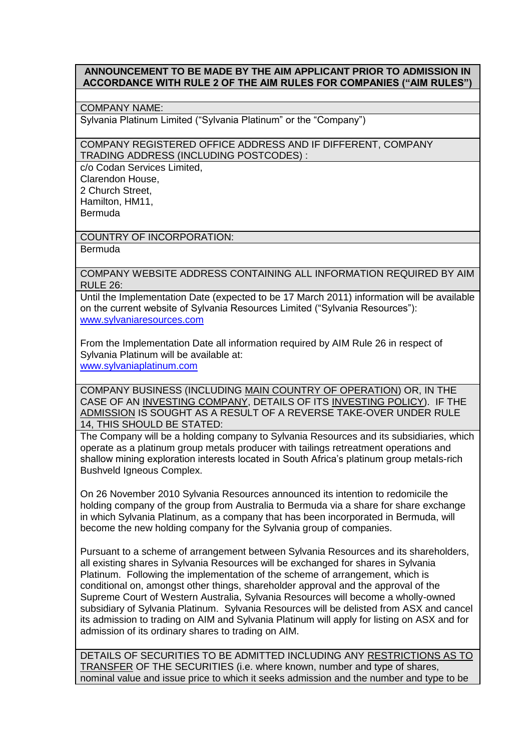**ANNOUNCEMENT TO BE MADE BY THE AIM APPLICANT PRIOR TO ADMISSION IN ACCORDANCE WITH RULE 2 OF THE AIM RULES FOR COMPANIES ("AIM RULES")**

COMPANY NAME:

Sylvania Platinum Limited ("Sylvania Platinum" or the "Company")

COMPANY REGISTERED OFFICE ADDRESS AND IF DIFFERENT, COMPANY TRADING ADDRESS (INCLUDING POSTCODES) :

c/o Codan Services Limited,
Clarendon House,
2 Church Street,
Hamilton, HM11,
Bermuda

COUNTRY OF INCORPORATION:

Bermuda

COMPANY WEBSITE ADDRESS CONTAINING ALL INFORMATION REQUIRED BY AIM RULE 26:

Until the Implementation Date (expected to be 17 March 2011) information will be available on the current website of Sylvania Resources Limited ("Sylvania Resources"): www.sylvaniaresources.com

From the Implementation Date all information required by AIM Rule 26 in respect of Sylvania Platinum will be available at:
www.sylvaniaplatinum.com

COMPANY BUSINESS (INCLUDING MAIN COUNTRY OF OPERATION) OR, IN THE CASE OF AN INVESTING COMPANY, DETAILS OF ITS INVESTING POLICY). IF THE ADMISSION IS SOUGHT AS A RESULT OF A REVERSE TAKE-OVER UNDER RULE 14, THIS SHOULD BE STATED:

The Company will be a holding company to Sylvania Resources and its subsidiaries, which operate as a platinum group metals producer with tailings retreatment operations and shallow mining exploration interests located in South Africa's platinum group metals-rich Bushveld Igneous Complex.

On 26 November 2010 Sylvania Resources announced its intention to redomicile the holding company of the group from Australia to Bermuda via a share for share exchange in which Sylvania Platinum, as a company that has been incorporated in Bermuda, will become the new holding company for the Sylvania group of companies.

Pursuant to a scheme of arrangement between Sylvania Resources and its shareholders, all existing shares in Sylvania Resources will be exchanged for shares in Sylvania Platinum. Following the implementation of the scheme of arrangement, which is conditional on, amongst other things, shareholder approval and the approval of the Supreme Court of Western Australia, Sylvania Resources will become a wholly-owned subsidiary of Sylvania Platinum. Sylvania Resources will be delisted from ASX and cancel its admission to trading on AIM and Sylvania Platinum will apply for listing on ASX and for admission of its ordinary shares to trading on AIM.

DETAILS OF SECURITIES TO BE ADMITTED INCLUDING ANY RESTRICTIONS AS TO TRANSFER OF THE SECURITIES (i.e. where known, number and type of shares, nominal value and issue price to which it seeks admission and the number and type to be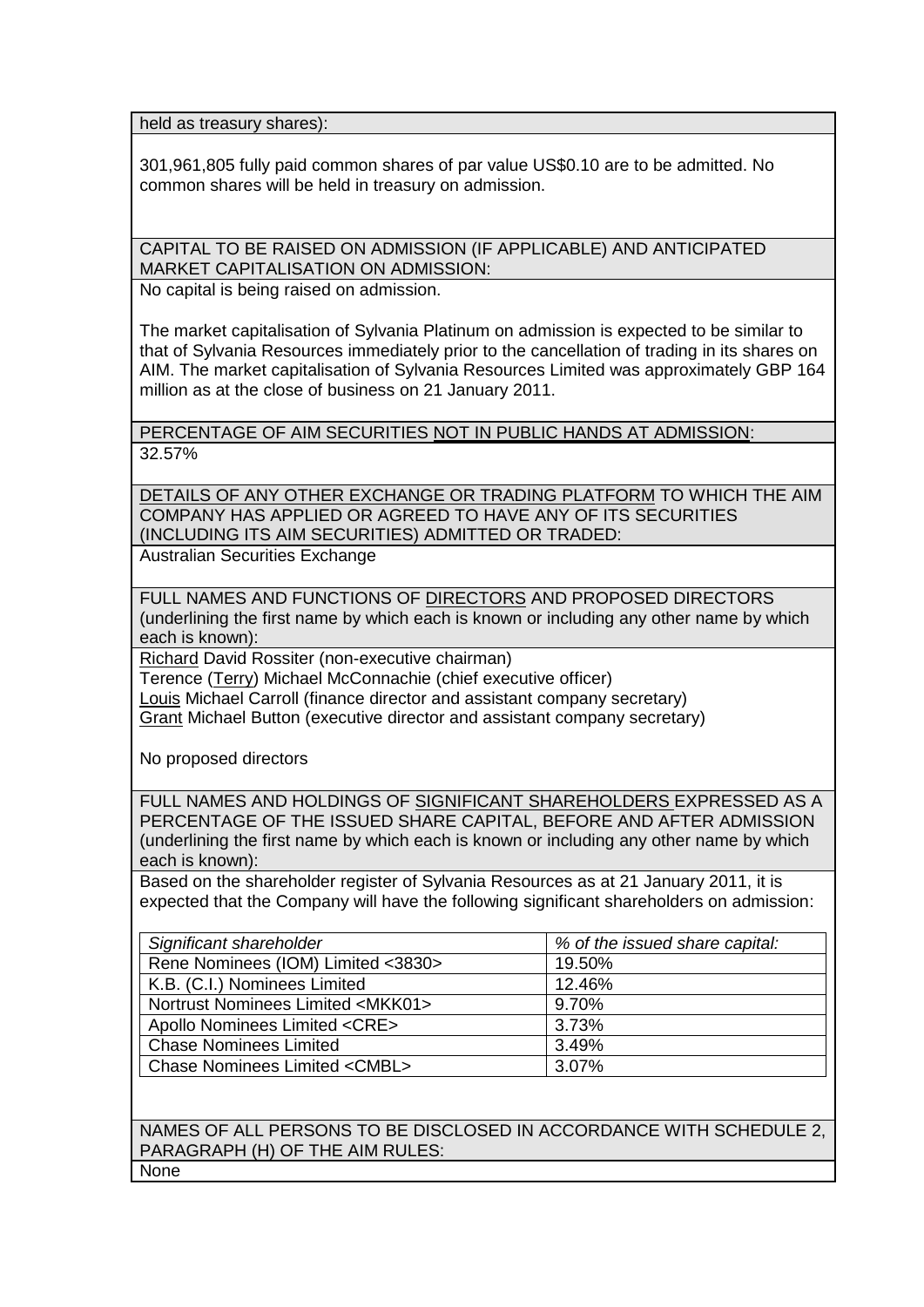held as treasury shares):

301,961,805 fully paid common shares of par value US$0.10 are to be admitted. No common shares will be held in treasury on admission.

CAPITAL TO BE RAISED ON ADMISSION (IF APPLICABLE) AND ANTICIPATED MARKET CAPITALISATION ON ADMISSION:

No capital is being raised on admission.

The market capitalisation of Sylvania Platinum on admission is expected to be similar to that of Sylvania Resources immediately prior to the cancellation of trading in its shares on AIM. The market capitalisation of Sylvania Resources Limited was approximately GBP 164 million as at the close of business on 21 January 2011.

PERCENTAGE OF AIM SECURITIES NOT IN PUBLIC HANDS AT ADMISSION:

32.57%

DETAILS OF ANY OTHER EXCHANGE OR TRADING PLATFORM TO WHICH THE AIM COMPANY HAS APPLIED OR AGREED TO HAVE ANY OF ITS SECURITIES (INCLUDING ITS AIM SECURITIES) ADMITTED OR TRADED:

Australian Securities Exchange

FULL NAMES AND FUNCTIONS OF DIRECTORS AND PROPOSED DIRECTORS (underlining the first name by which each is known or including any other name by which each is known):

Richard David Rossiter (non-executive chairman)
Terence (Terry) Michael McConnachie (chief executive officer)
Louis Michael Carroll (finance director and assistant company secretary)
Grant Michael Button (executive director and assistant company secretary)

No proposed directors

FULL NAMES AND HOLDINGS OF SIGNIFICANT SHAREHOLDERS EXPRESSED AS A PERCENTAGE OF THE ISSUED SHARE CAPITAL, BEFORE AND AFTER ADMISSION (underlining the first name by which each is known or including any other name by which each is known):

Based on the shareholder register of Sylvania Resources as at 21 January 2011, it is expected that the Company will have the following significant shareholders on admission:

| *Significant shareholder* | *% of the issued share capital:* |
|---|---|
| Rene Nominees (IOM) Limited <3830> | 19.50% |
| K.B. (C.I.) Nominees Limited | 12.46% |
| Nortrust Nominees Limited <MKK01> | 9.70% |
| Apollo Nominees Limited <CRE> | 3.73% |
| Chase Nominees Limited | 3.49% |
| Chase Nominees Limited <CMBL> | 3.07% |

NAMES OF ALL PERSONS TO BE DISCLOSED IN ACCORDANCE WITH SCHEDULE 2, PARAGRAPH (H) OF THE AIM RULES:

None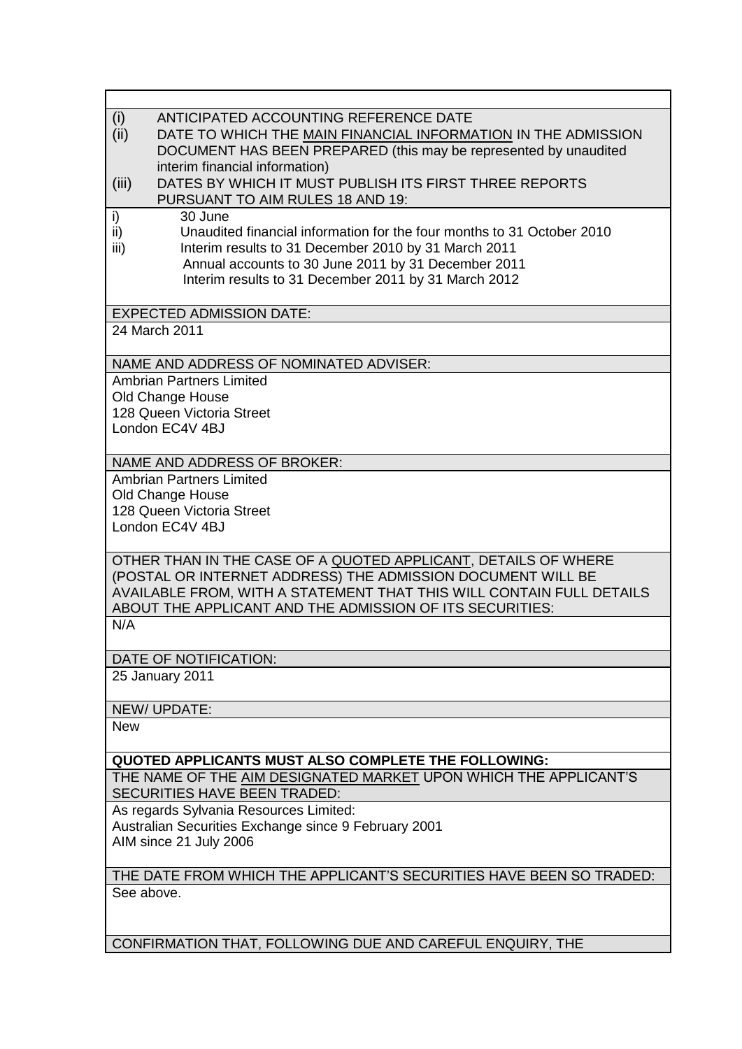| |
|---|
| (i) ANTICIPATED ACCOUNTING REFERENCE DATE<br>(ii) DATE TO WHICH THE MAIN FINANCIAL INFORMATION IN THE ADMISSION DOCUMENT HAS BEEN PREPARED (this may be represented by unaudited interim financial information)<br>(iii) DATES BY WHICH IT MUST PUBLISH ITS FIRST THREE REPORTS PURSUANT TO AIM RULES 18 AND 19: |
| i) 30 June<br>ii) Unaudited financial information for the four months to 31 October 2010<br>iii) Interim results to 31 December 2010 by 31 March 2011<br>Annual accounts to 30 June 2011 by 31 December 2011<br>Interim results to 31 December 2011 by 31 March 2012 |
| EXPECTED ADMISSION DATE: |
| 24 March 2011 |
| NAME AND ADDRESS OF NOMINATED ADVISER: |
| Ambrian Partners Limited<br>Old Change House<br>128 Queen Victoria Street<br>London EC4V 4BJ |
| NAME AND ADDRESS OF BROKER: |
| Ambrian Partners Limited<br>Old Change House<br>128 Queen Victoria Street<br>London EC4V 4BJ |
| OTHER THAN IN THE CASE OF A QUOTED APPLICANT, DETAILS OF WHERE (POSTAL OR INTERNET ADDRESS) THE ADMISSION DOCUMENT WILL BE AVAILABLE FROM, WITH A STATEMENT THAT THIS WILL CONTAIN FULL DETAILS ABOUT THE APPLICANT AND THE ADMISSION OF ITS SECURITIES: |
| N/A |
| DATE OF NOTIFICATION: |
| 25 January 2011 |
| NEW/ UPDATE: |
| New |
| **QUOTED APPLICANTS MUST ALSO COMPLETE THE FOLLOWING:** |
| THE NAME OF THE AIM DESIGNATED MARKET UPON WHICH THE APPLICANT'S SECURITIES HAVE BEEN TRADED: |
| As regards Sylvania Resources Limited:<br>Australian Securities Exchange since 9 February 2001<br>AIM since 21 July 2006 |
| THE DATE FROM WHICH THE APPLICANT'S SECURITIES HAVE BEEN SO TRADED: |
| See above. |
| CONFIRMATION THAT, FOLLOWING DUE AND CAREFUL ENQUIRY, THE |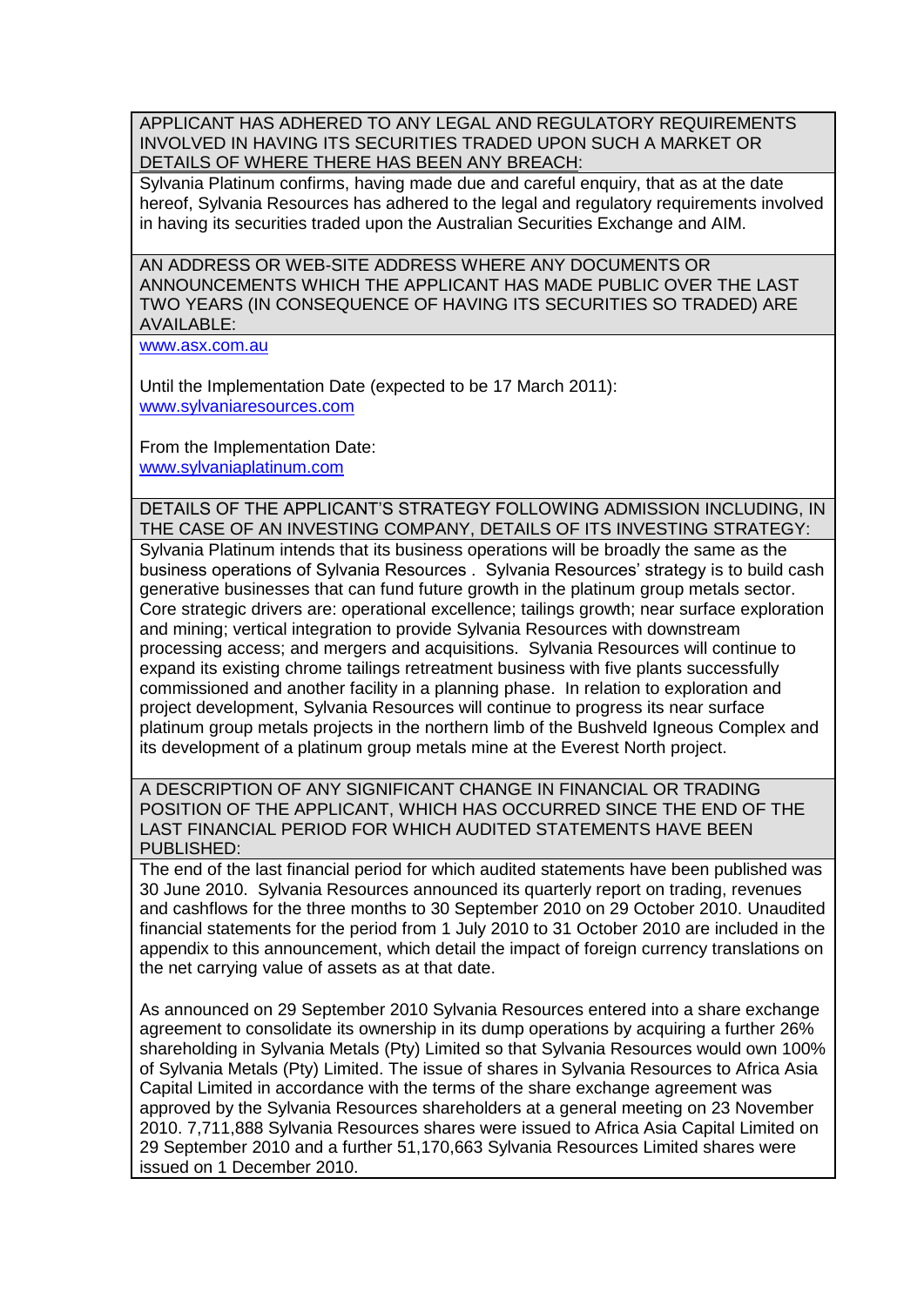**APPLICANT HAS ADHERED TO ANY LEGAL AND REGULATORY REQUIREMENTS INVOLVED IN HAVING ITS SECURITIES TRADED UPON SUCH A MARKET OR DETAILS OF WHERE THERE HAS BEEN ANY BREACH:**

Sylvania Platinum confirms, having made due and careful enquiry, that as at the date hereof, Sylvania Resources has adhered to the legal and regulatory requirements involved in having its securities traded upon the Australian Securities Exchange and AIM.

**AN ADDRESS OR WEB-SITE ADDRESS WHERE ANY DOCUMENTS OR ANNOUNCEMENTS WHICH THE APPLICANT HAS MADE PUBLIC OVER THE LAST TWO YEARS (IN CONSEQUENCE OF HAVING ITS SECURITIES SO TRADED) ARE AVAILABLE:**

www.asx.com.au

Until the Implementation Date (expected to be 17 March 2011):
www.sylvaniaresources.com

From the Implementation Date:
www.sylvaniaplatinum.com

**DETAILS OF THE APPLICANT'S STRATEGY FOLLOWING ADMISSION INCLUDING, IN THE CASE OF AN INVESTING COMPANY, DETAILS OF ITS INVESTING STRATEGY:**

Sylvania Platinum intends that its business operations will be broadly the same as the business operations of Sylvania Resources . Sylvania Resources' strategy is to build cash generative businesses that can fund future growth in the platinum group metals sector. Core strategic drivers are: operational excellence; tailings growth; near surface exploration and mining; vertical integration to provide Sylvania Resources with downstream processing access; and mergers and acquisitions. Sylvania Resources will continue to expand its existing chrome tailings retreatment business with five plants successfully commissioned and another facility in a planning phase. In relation to exploration and project development, Sylvania Resources will continue to progress its near surface platinum group metals projects in the northern limb of the Bushveld Igneous Complex and its development of a platinum group metals mine at the Everest North project.

**A DESCRIPTION OF ANY SIGNIFICANT CHANGE IN FINANCIAL OR TRADING POSITION OF THE APPLICANT, WHICH HAS OCCURRED SINCE THE END OF THE LAST FINANCIAL PERIOD FOR WHICH AUDITED STATEMENTS HAVE BEEN PUBLISHED:**

The end of the last financial period for which audited statements have been published was 30 June 2010. Sylvania Resources announced its quarterly report on trading, revenues and cashflows for the three months to 30 September 2010 on 29 October 2010. Unaudited financial statements for the period from 1 July 2010 to 31 October 2010 are included in the appendix to this announcement, which detail the impact of foreign currency translations on the net carrying value of assets as at that date.

As announced on 29 September 2010 Sylvania Resources entered into a share exchange agreement to consolidate its ownership in its dump operations by acquiring a further 26% shareholding in Sylvania Metals (Pty) Limited so that Sylvania Resources would own 100% of Sylvania Metals (Pty) Limited. The issue of shares in Sylvania Resources to Africa Asia Capital Limited in accordance with the terms of the share exchange agreement was approved by the Sylvania Resources shareholders at a general meeting on 23 November 2010. 7,711,888 Sylvania Resources shares were issued to Africa Asia Capital Limited on 29 September 2010 and a further 51,170,663 Sylvania Resources Limited shares were issued on 1 December 2010.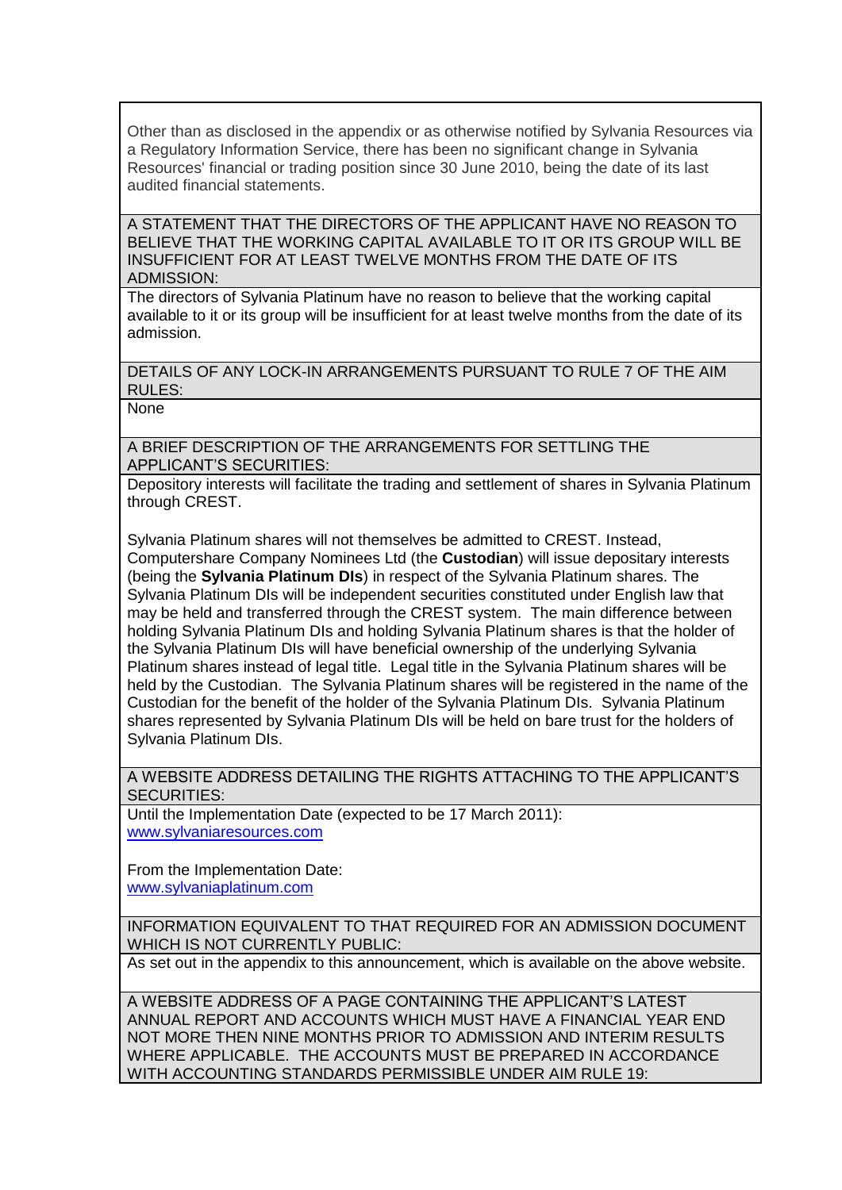Other than as disclosed in the appendix or as otherwise notified by Sylvania Resources via a Regulatory Information Service, there has been no significant change in Sylvania Resources' financial or trading position since 30 June 2010, being the date of its last audited financial statements.

A STATEMENT THAT THE DIRECTORS OF THE APPLICANT HAVE NO REASON TO BELIEVE THAT THE WORKING CAPITAL AVAILABLE TO IT OR ITS GROUP WILL BE INSUFFICIENT FOR AT LEAST TWELVE MONTHS FROM THE DATE OF ITS ADMISSION:

The directors of Sylvania Platinum have no reason to believe that the working capital available to it or its group will be insufficient for at least twelve months from the date of its admission.

DETAILS OF ANY LOCK-IN ARRANGEMENTS PURSUANT TO RULE 7 OF THE AIM RULES:

None

A BRIEF DESCRIPTION OF THE ARRANGEMENTS FOR SETTLING THE APPLICANT'S SECURITIES:

Depository interests will facilitate the trading and settlement of shares in Sylvania Platinum through CREST.

Sylvania Platinum shares will not themselves be admitted to CREST. Instead, Computershare Company Nominees Ltd (the **Custodian**) will issue depositary interests (being the **Sylvania Platinum DIs**) in respect of the Sylvania Platinum shares. The Sylvania Platinum DIs will be independent securities constituted under English law that may be held and transferred through the CREST system. The main difference between holding Sylvania Platinum DIs and holding Sylvania Platinum shares is that the holder of the Sylvania Platinum DIs will have beneficial ownership of the underlying Sylvania Platinum shares instead of legal title. Legal title in the Sylvania Platinum shares will be held by the Custodian. The Sylvania Platinum shares will be registered in the name of the Custodian for the benefit of the holder of the Sylvania Platinum DIs. Sylvania Platinum shares represented by Sylvania Platinum DIs will be held on bare trust for the holders of Sylvania Platinum DIs.

A WEBSITE ADDRESS DETAILING THE RIGHTS ATTACHING TO THE APPLICANT'S SECURITIES:

Until the Implementation Date (expected to be 17 March 2011):
www.sylvaniaresources.com

From the Implementation Date:
www.sylvaniaplatinum.com

INFORMATION EQUIVALENT TO THAT REQUIRED FOR AN ADMISSION DOCUMENT WHICH IS NOT CURRENTLY PUBLIC:

As set out in the appendix to this announcement, which is available on the above website.

A WEBSITE ADDRESS OF A PAGE CONTAINING THE APPLICANT'S LATEST ANNUAL REPORT AND ACCOUNTS WHICH MUST HAVE A FINANCIAL YEAR END NOT MORE THEN NINE MONTHS PRIOR TO ADMISSION AND INTERIM RESULTS WHERE APPLICABLE. THE ACCOUNTS MUST BE PREPARED IN ACCORDANCE WITH ACCOUNTING STANDARDS PERMISSIBLE UNDER AIM RULE 19: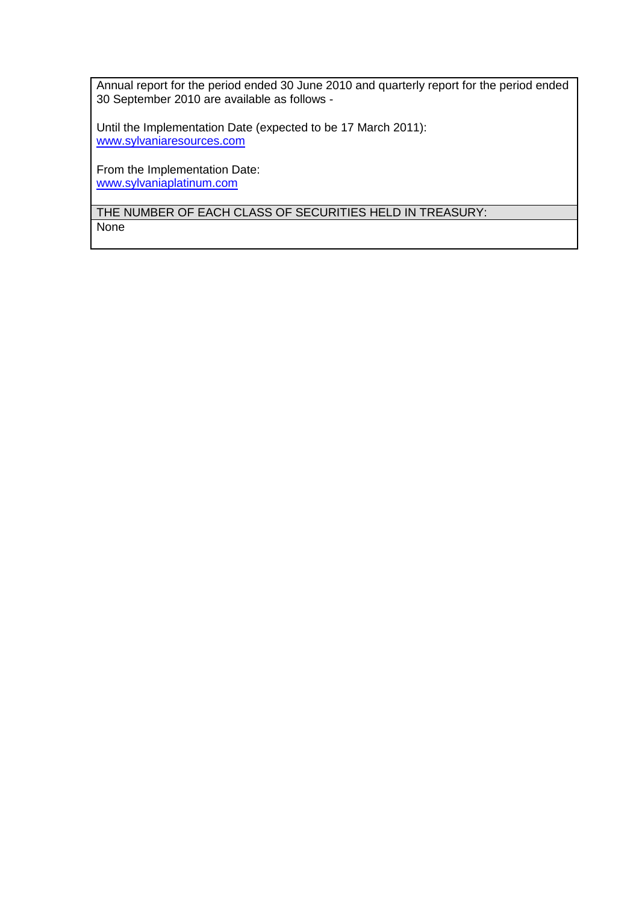Annual report for the period ended 30 June 2010 and quarterly report for the period ended 30 September 2010 are available as follows -

Until the Implementation Date (expected to be 17 March 2011):
www.sylvaniaresources.com

From the Implementation Date:
www.sylvaniaplatinum.com

**THE NUMBER OF EACH CLASS OF SECURITIES HELD IN TREASURY:**

None